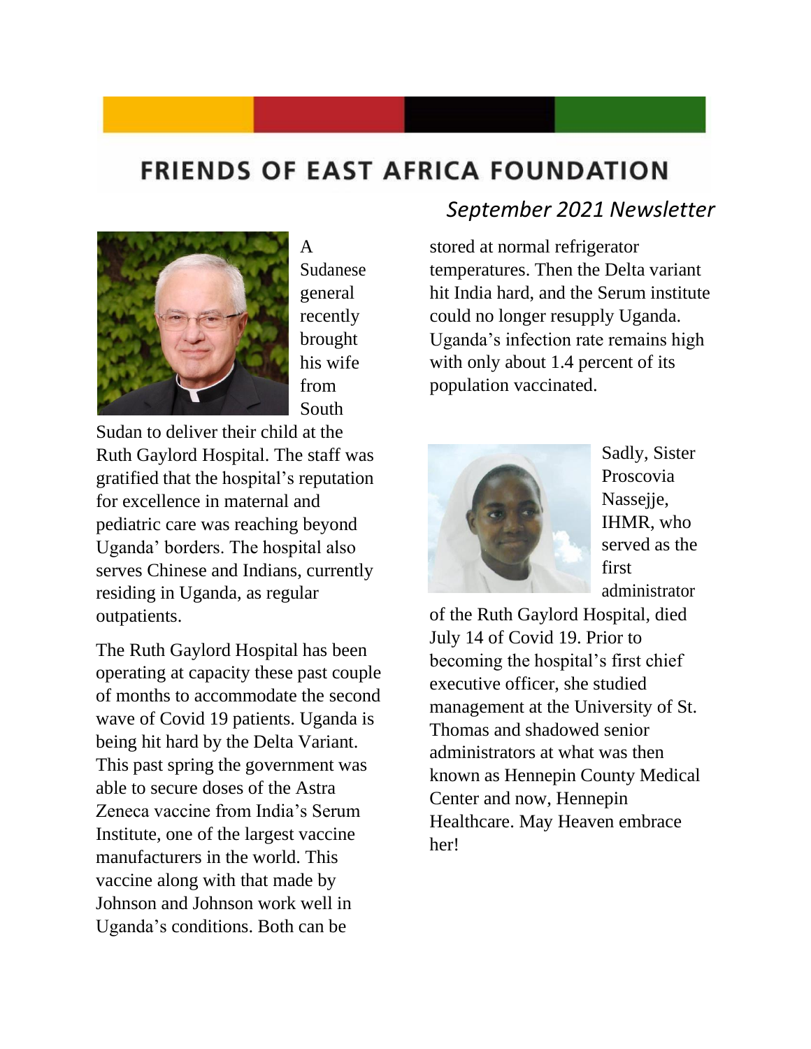# FRIENDS OF EAST AFRICA FOUNDATION

*September 2021 Newsletter*

A Sudanese general recently brought his wife from South Sudan to deliver their child at the Ruth Gaylord Hospital. The staff was gratified that the hospital's reputation for excellence in maternal and pediatric care was reaching beyond Uganda' borders. The hospital also serves Chinese and Indians, currently residing in Uganda, as regular outpatients.

The Ruth Gaylord Hospital has been operating at capacity these past couple of months to accommodate the second wave of Covid 19 patients. Uganda is being hit hard by the Delta Variant. This past spring the government was able to secure doses of the Astra Zeneca vaccine from India's Serum Institute, one of the largest vaccine manufacturers in the world. This vaccine along with that made by Johnson and Johnson work well in Uganda's conditions. Both can be stored at normal refrigerator temperatures. Then the Delta variant hit India hard, and the Serum institute could no longer resupply Uganda. Uganda's infection rate remains high with only about 1.4 percent of its population vaccinated.

Sadly, Sister Proscovia Nassejje, IHMR, who served as the first administrator of the Ruth Gaylord Hospital, died July 14 of Covid 19. Prior to becoming the hospital's first chief executive officer, she studied management at the University of St. Thomas and shadowed senior administrators at what was then known as Hennepin County Medical Center and now, Hennepin Healthcare. May Heaven embrace her!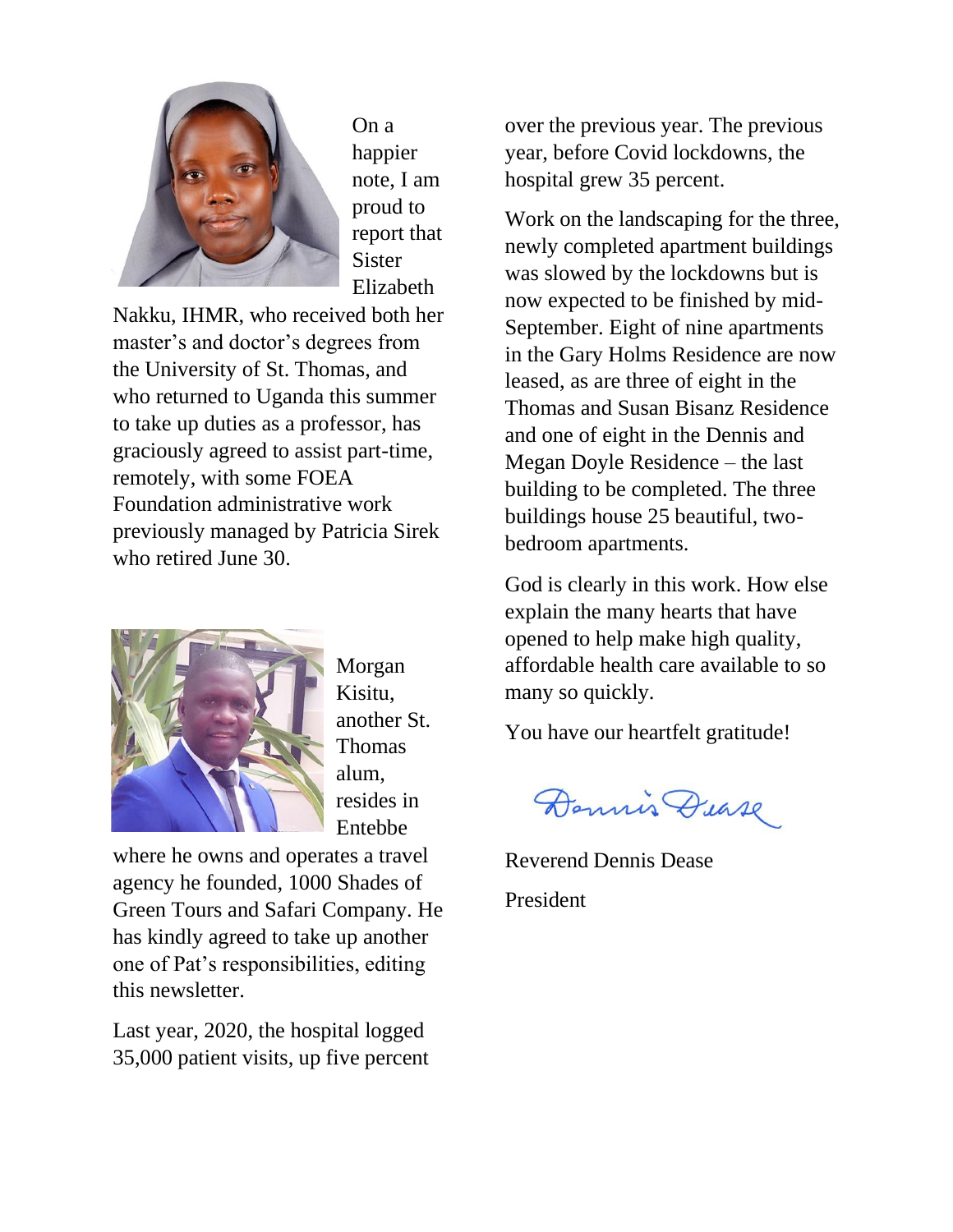On a happier note, I am proud to report that Sister Elizabeth Nakku, IHMR, who received both her master's and doctor's degrees from the University of St. Thomas, and who returned to Uganda this summer to take up duties as a professor, has graciously agreed to assist part-time, remotely, with some FOEA Foundation administrative work previously managed by Patricia Sirek who retired June 30.

Morgan Kisitu, another St. Thomas alum, resides in Entebbe where he owns and operates a travel agency he founded, 1000 Shades of Green Tours and Safari Company. He has kindly agreed to take up another one of Pat's responsibilities, editing this newsletter.

Last year, 2020, the hospital logged 35,000 patient visits, up five percent over the previous year. The previous year, before Covid lockdowns, the hospital grew 35 percent.

Work on the landscaping for the three, newly completed apartment buildings was slowed by the lockdowns but is now expected to be finished by mid-September. Eight of nine apartments in the Gary Holms Residence are now leased, as are three of eight in the Thomas and Susan Bisanz Residence and one of eight in the Dennis and Megan Doyle Residence – the last building to be completed. The three buildings house 25 beautiful, two-bedroom apartments.

God is clearly in this work. How else explain the many hearts that have opened to help make high quality, affordable health care available to so many so quickly.

You have our heartfelt gratitude!

*Dennis Dease*

Reverend Dennis Dease

President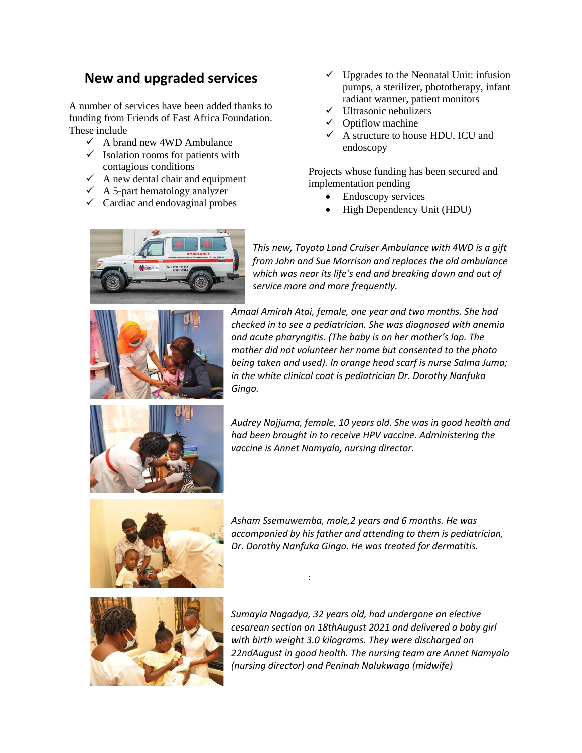## New and upgraded services

A number of services have been added thanks to funding from Friends of East Africa Foundation. These include

- ✓ A brand new 4WD Ambulance
- ✓ Isolation rooms for patients with contagious conditions
- ✓ A new dental chair and equipment
- ✓ A 5-part hematology analyzer
- ✓ Cardiac and endovaginal probes
- ✓ Upgrades to the Neonatal Unit: infusion pumps, a sterilizer, phototherapy, infant radiant warmer, patient monitors
- ✓ Ultrasonic nebulizers
- ✓ Optiflow machine
- ✓ A structure to house HDU, ICU and endoscopy

Projects whose funding has been secured and implementation pending

- Endoscopy services
- High Dependency Unit (HDU)

*This new, Toyota Land Cruiser Ambulance with 4WD is a gift from John and Sue Morrison and replaces the old ambulance which was near its life's end and breaking down and out of service more and more frequently.*

*Amaal Amirah Atai, female, one year and two months. She had checked in to see a pediatrician. She was diagnosed with anemia and acute pharyngitis. (The baby is on her mother's lap. The mother did not volunteer her name but consented to the photo being taken and used). In orange head scarf is nurse Salma Juma; in the white clinical coat is pediatrician Dr. Dorothy Nanfuka Gingo.*

*Audrey Najjuma, female, 10 years old. She was in good health and had been brought in to receive HPV vaccine. Administering the vaccine is Annet Namyalo, nursing director.*

*Asham Ssemuwemba, male,2 years and 6 months. He was accompanied by his father and attending to them is pediatrician, Dr. Dorothy Nanfuka Gingo. He was treated for dermatitis.*

*Sumayia Nagadya, 32 years old, had undergone an elective cesarean section on 18thAugust 2021 and delivered a baby girl with birth weight 3.0 kilograms. They were discharged on 22ndAugust in good health. The nursing team are Annet Namyalo (nursing director) and Peninah Nalukwago (midwife)*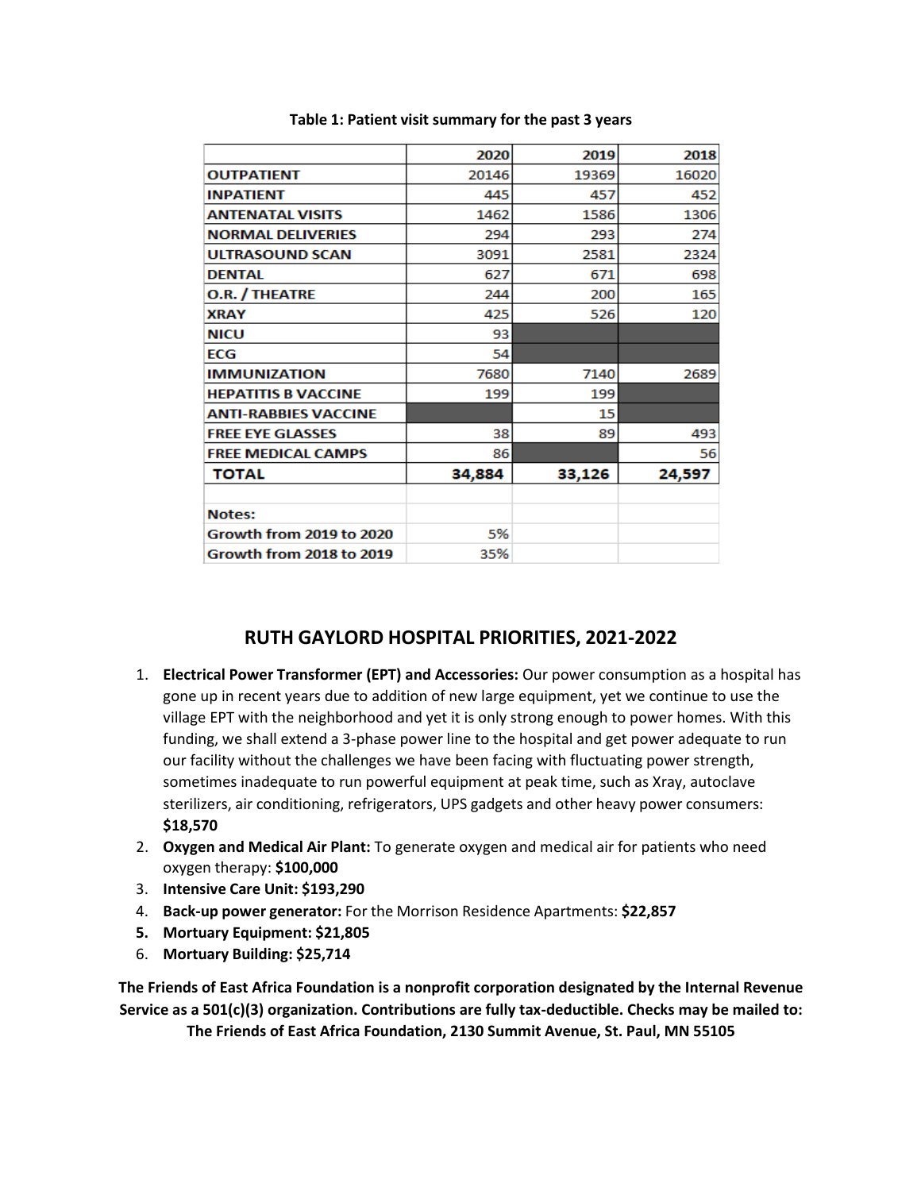**Table 1: Patient visit summary for the past 3 years**

| | 2020 | 2019 | 2018 |
|---|---|---|---|
| OUTPATIENT | 20146 | 19369 | 16020 |
| INPATIENT | 445 | 457 | 452 |
| ANTENATAL VISITS | 1462 | 1586 | 1306 |
| NORMAL DELIVERIES | 294 | 293 | 274 |
| ULTRASOUND SCAN | 3091 | 2581 | 2324 |
| DENTAL | 627 | 671 | 698 |
| O.R. / THEATRE | 244 | 200 | 165 |
| XRAY | 425 | 526 | 120 |
| NICU | 93 | | |
| ECG | 54 | | |
| IMMUNIZATION | 7680 | 7140 | 2689 |
| HEPATITIS B VACCINE | 199 | 199 | |
| ANTI-RABBIES VACCINE | | 15 | |
| FREE EYE GLASSES | 38 | 89 | 493 |
| FREE MEDICAL CAMPS | 86 | | 56 |
| **TOTAL** | **34,884** | **33,126** | **24,597** |
| | | | |
| Notes: | | | |
| Growth from 2019 to 2020 | 5% | | |
| Growth from 2018 to 2019 | 35% | | |

## RUTH GAYLORD HOSPITAL PRIORITIES, 2021-2022

1. **Electrical Power Transformer (EPT) and Accessories:** Our power consumption as a hospital has gone up in recent years due to addition of new large equipment, yet we continue to use the village EPT with the neighborhood and yet it is only strong enough to power homes. With this funding, we shall extend a 3-phase power line to the hospital and get power adequate to run our facility without the challenges we have been facing with fluctuating power strength, sometimes inadequate to run powerful equipment at peak time, such as Xray, autoclave sterilizers, air conditioning, refrigerators, UPS gadgets and other heavy power consumers: **$18,570**
2. **Oxygen and Medical Air Plant:** To generate oxygen and medical air for patients who need oxygen therapy: **$100,000**
3. **Intensive Care Unit: $193,290**
4. **Back-up power generator:** For the Morrison Residence Apartments: **$22,857**
5. **Mortuary Equipment: $21,805**
6. **Mortuary Building: $25,714**

**The Friends of East Africa Foundation is a nonprofit corporation designated by the Internal Revenue Service as a 501(c)(3) organization. Contributions are fully tax-deductible. Checks may be mailed to: The Friends of East Africa Foundation, 2130 Summit Avenue, St. Paul, MN 55105**